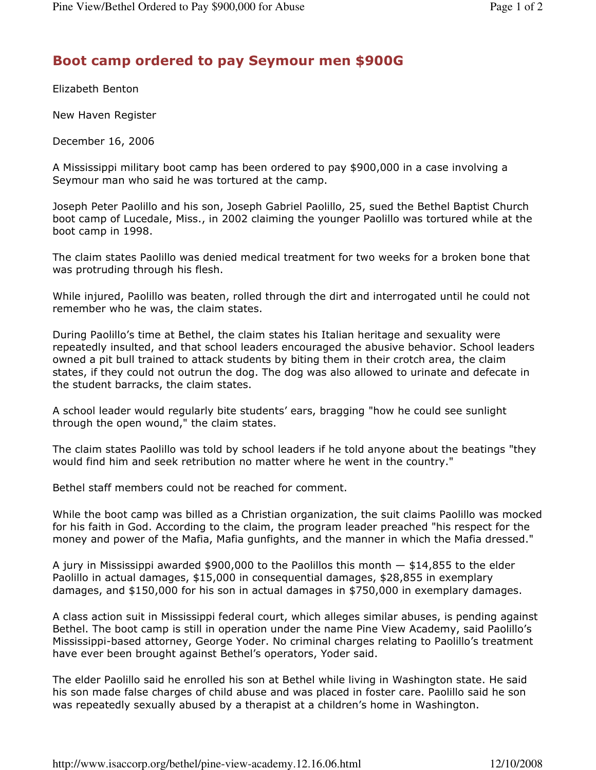# Boot camp ordered to pay Seymour men $900G

Elizabeth Benton

New Haven Register

December 16, 2006

A Mississippi military boot camp has been ordered to pay $900,000 in a case involving a Seymour man who said he was tortured at the camp.

Joseph Peter Paolillo and his son, Joseph Gabriel Paolillo, 25, sued the Bethel Baptist Church boot camp of Lucedale, Miss., in 2002 claiming the younger Paolillo was tortured while at the boot camp in 1998.

The claim states Paolillo was denied medical treatment for two weeks for a broken bone that was protruding through his flesh.

While injured, Paolillo was beaten, rolled through the dirt and interrogated until he could not remember who he was, the claim states.

During Paolillo's time at Bethel, the claim states his Italian heritage and sexuality were repeatedly insulted, and that school leaders encouraged the abusive behavior. School leaders owned a pit bull trained to attack students by biting them in their crotch area, the claim states, if they could not outrun the dog. The dog was also allowed to urinate and defecate in the student barracks, the claim states.

A school leader would regularly bite students' ears, bragging "how he could see sunlight through the open wound," the claim states.

The claim states Paolillo was told by school leaders if he told anyone about the beatings "they would find him and seek retribution no matter where he went in the country."

Bethel staff members could not be reached for comment.

While the boot camp was billed as a Christian organization, the suit claims Paolillo was mocked for his faith in God. According to the claim, the program leader preached "his respect for the money and power of the Mafia, Mafia gunfights, and the manner in which the Mafia dressed."

A jury in Mississippi awarded $900,000 to the Paolillos this month — $14,855 to the elder Paolillo in actual damages, $15,000 in consequential damages, $28,855 in exemplary damages, and $150,000 for his son in actual damages in $750,000 in exemplary damages.

A class action suit in Mississippi federal court, which alleges similar abuses, is pending against Bethel. The boot camp is still in operation under the name Pine View Academy, said Paolillo's Mississippi-based attorney, George Yoder. No criminal charges relating to Paolillo's treatment have ever been brought against Bethel's operators, Yoder said.

The elder Paolillo said he enrolled his son at Bethel while living in Washington state. He said his son made false charges of child abuse and was placed in foster care. Paolillo said he son was repeatedly sexually abused by a therapist at a children's home in Washington.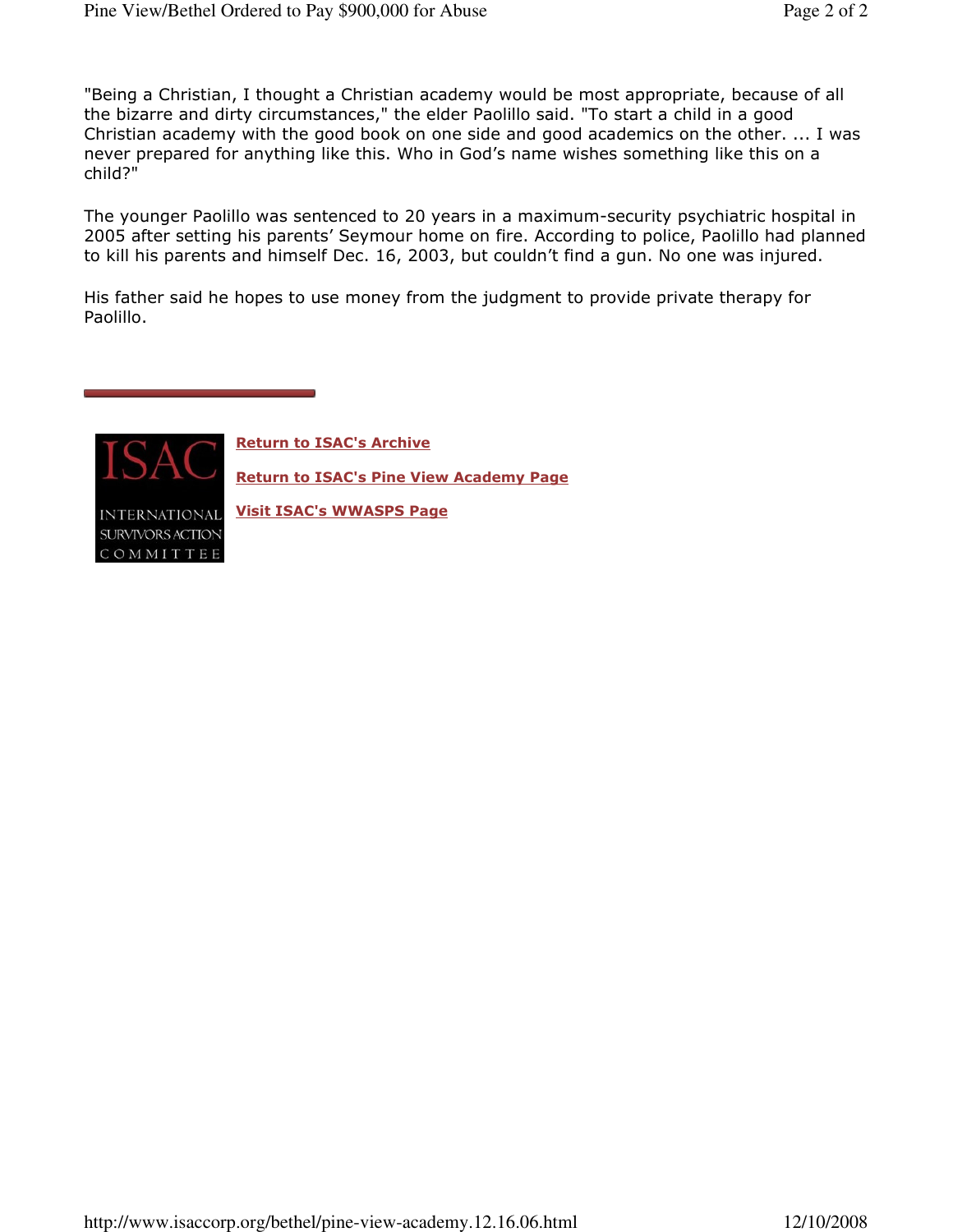"Being a Christian, I thought a Christian academy would be most appropriate, because of all the bizarre and dirty circumstances," the elder Paolillo said. "To start a child in a good Christian academy with the good book on one side and good academics on the other. ... I was never prepared for anything like this. Who in God's name wishes something like this on a child?"

The younger Paolillo was sentenced to 20 years in a maximum-security psychiatric hospital in 2005 after setting his parents' Seymour home on fire. According to police, Paolillo had planned to kill his parents and himself Dec. 16, 2003, but couldn't find a gun. No one was injured.

His father said he hopes to use money from the judgment to provide private therapy for Paolillo.

ISAC
INTERNATIONAL SURVIVORS ACTION COMMITTEE

**Return to ISAC's Archive**

**Return to ISAC's Pine View Academy Page**

**Visit ISAC's WWASPS Page**